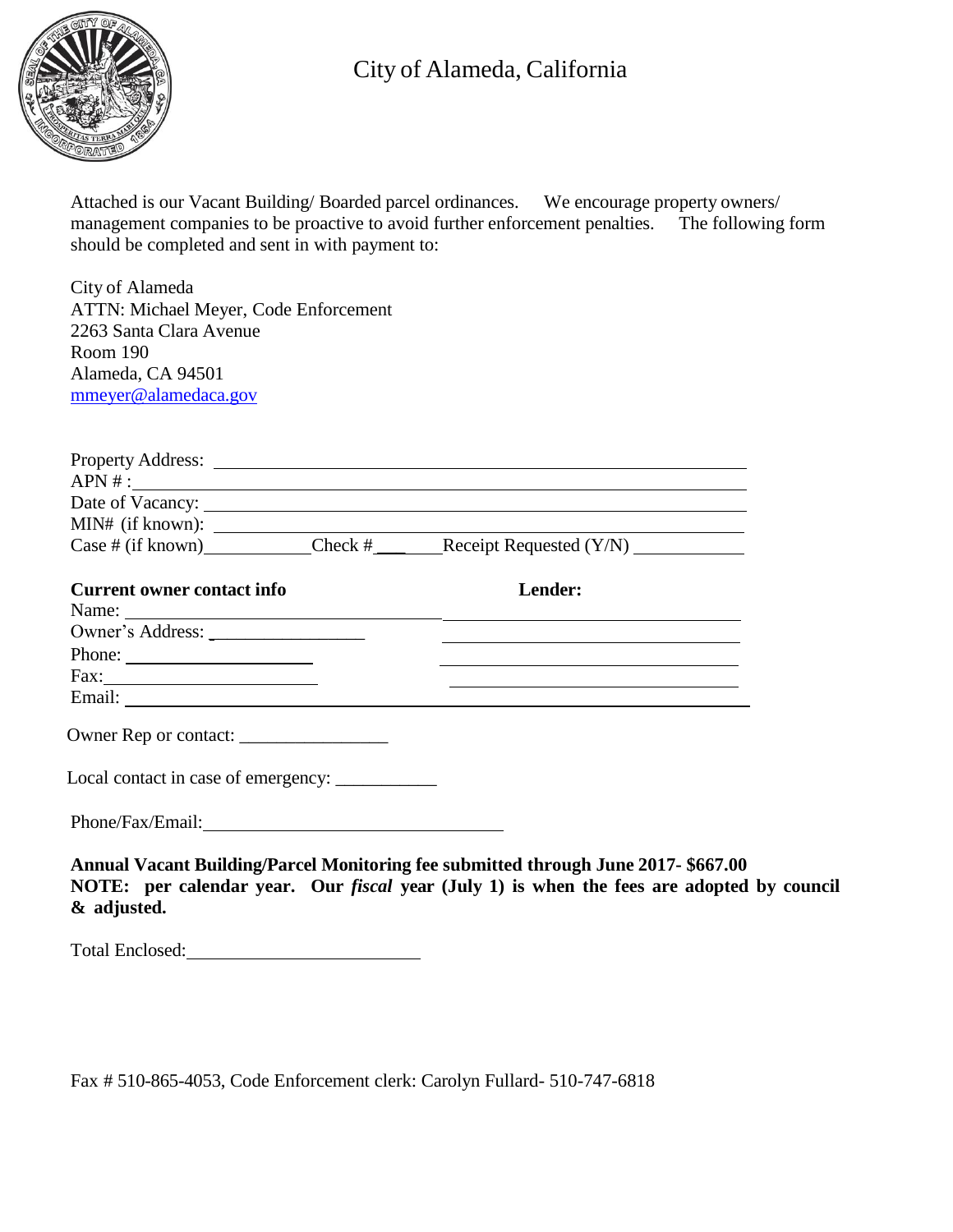# City of Alameda, California

Attached is our Vacant Building/ Boarded parcel ordinances. We encourage property owners/ management companies to be proactive to avoid further enforcement penalties. The following form should be completed and sent in with payment to:

City of Alameda
ATTN: Michael Meyer, Code Enforcement
2263 Santa Clara Avenue
Room 190
Alameda, CA 94501
mmeyer@alamedaca.gov

Property Address: ______________________________

APN # : ______________________________

Date of Vacancy: ______________________________

MIN# (if known): ______________________________

Case # (if known) __________ Check # ________ Receipt Requested (Y/N) __________

**Current owner contact info** | **Lender:**

Name: ______________________ | ______________________

Owner's Address: ______________________ | ______________________

Phone: ______________________ | ______________________

Fax: ______________________ | ______________________

Email: ______________________________

Owner Rep or contact: ________________

Local contact in case of emergency: ___________

Phone/Fax/Email: ______________________________

**Annual Vacant Building/Parcel Monitoring fee submitted through June 2017- $667.00**
**NOTE: per calendar year. Our *fiscal* year (July 1) is when the fees are adopted by council & adjusted.**

Total Enclosed: ______________________

Fax # 510-865-4053, Code Enforcement clerk: Carolyn Fullard- 510-747-6818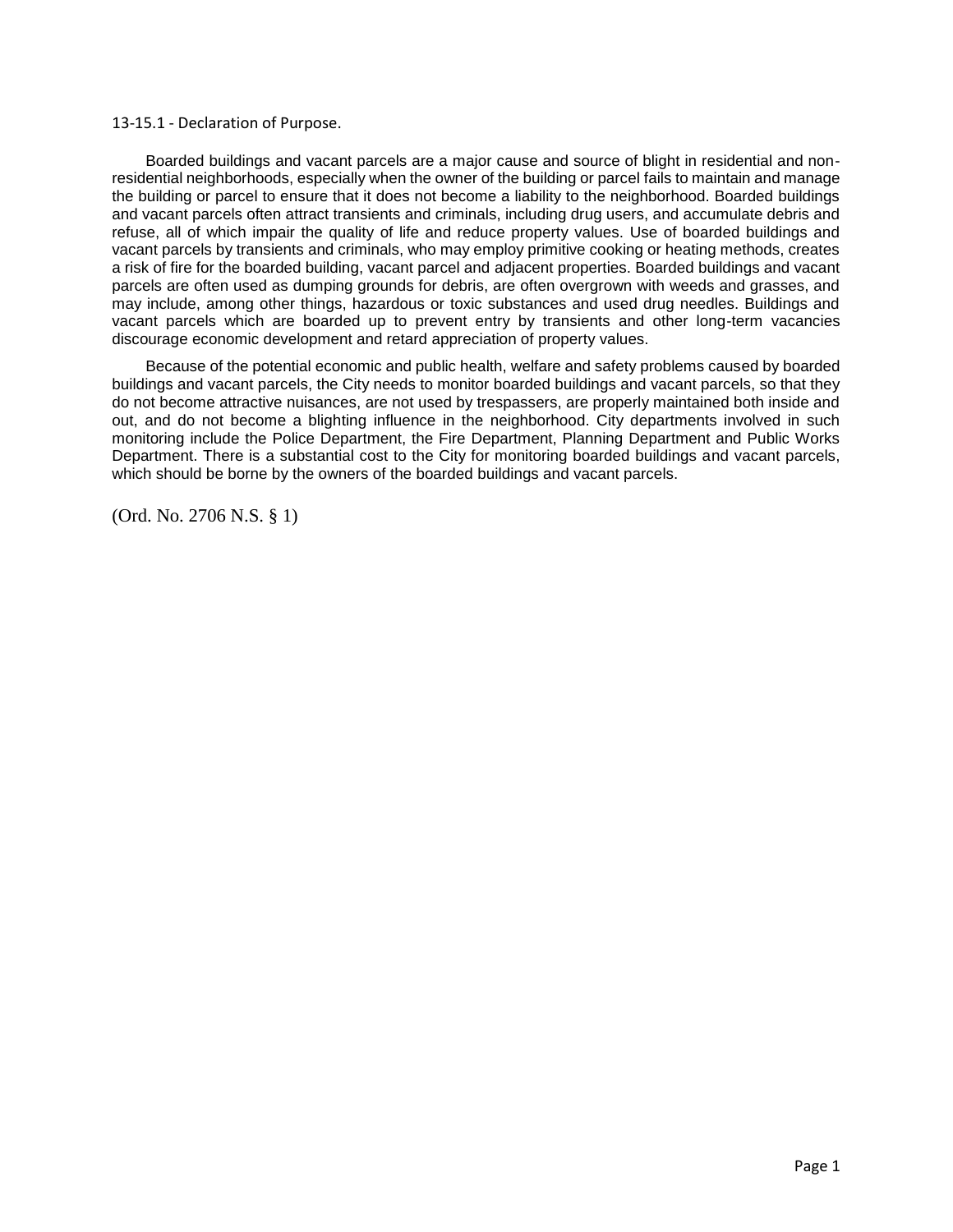13-15.1 - Declaration of Purpose.

Boarded buildings and vacant parcels are a major cause and source of blight in residential and non-residential neighborhoods, especially when the owner of the building or parcel fails to maintain and manage the building or parcel to ensure that it does not become a liability to the neighborhood. Boarded buildings and vacant parcels often attract transients and criminals, including drug users, and accumulate debris and refuse, all of which impair the quality of life and reduce property values. Use of boarded buildings and vacant parcels by transients and criminals, who may employ primitive cooking or heating methods, creates a risk of fire for the boarded building, vacant parcel and adjacent properties. Boarded buildings and vacant parcels are often used as dumping grounds for debris, are often overgrown with weeds and grasses, and may include, among other things, hazardous or toxic substances and used drug needles. Buildings and vacant parcels which are boarded up to prevent entry by transients and other long-term vacancies discourage economic development and retard appreciation of property values.

Because of the potential economic and public health, welfare and safety problems caused by boarded buildings and vacant parcels, the City needs to monitor boarded buildings and vacant parcels, so that they do not become attractive nuisances, are not used by trespassers, are properly maintained both inside and out, and do not become a blighting influence in the neighborhood. City departments involved in such monitoring include the Police Department, the Fire Department, Planning Department and Public Works Department. There is a substantial cost to the City for monitoring boarded buildings and vacant parcels, which should be borne by the owners of the boarded buildings and vacant parcels.

(Ord. No. 2706 N.S. § 1)